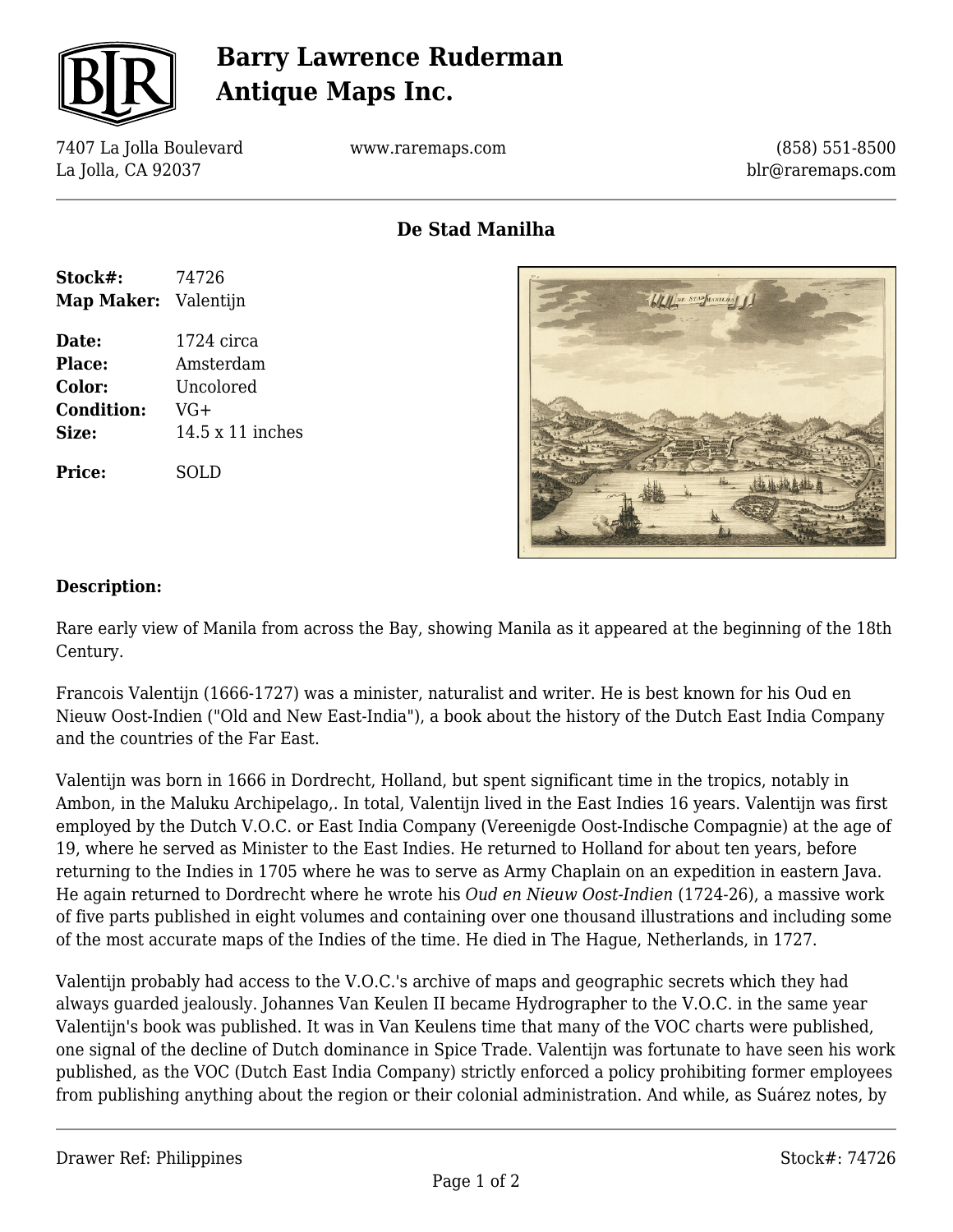# Barry Lawrence Ruderman Antique Maps Inc.

7407 La Jolla Boulevard
La Jolla, CA 92037

www.raremaps.com

(858) 551-8500
blr@raremaps.com

## De Stad Manilha

| | |
|---|---|
| **Stock#:** | 74726 |
| **Map Maker:** | Valentijn |
| **Date:** | 1724 circa |
| **Place:** | Amsterdam |
| **Color:** | Uncolored |
| **Condition:** | VG+ |
| **Size:** | 14.5 x 11 inches |
| **Price:** | SOLD |

### Description:

Rare early view of Manila from across the Bay, showing Manila as it appeared at the beginning of the 18th Century.

Francois Valentijn (1666-1727) was a minister, naturalist and writer. He is best known for his Oud en Nieuw Oost-Indien ("Old and New East-India"), a book about the history of the Dutch East India Company and the countries of the Far East.

Valentijn was born in 1666 in Dordrecht, Holland, but spent significant time in the tropics, notably in Ambon, in the Maluku Archipelago,. In total, Valentijn lived in the East Indies 16 years. Valentijn was first employed by the Dutch V.O.C. or East India Company (Vereenigde Oost-Indische Compagnie) at the age of 19, where he served as Minister to the East Indies. He returned to Holland for about ten years, before returning to the Indies in 1705 where he was to serve as Army Chaplain on an expedition in eastern Java. He again returned to Dordrecht where he wrote his *Oud en Nieuw Oost-Indien* (1724-26), a massive work of five parts published in eight volumes and containing over one thousand illustrations and including some of the most accurate maps of the Indies of the time. He died in The Hague, Netherlands, in 1727.

Valentijn probably had access to the V.O.C.'s archive of maps and geographic secrets which they had always guarded jealously. Johannes Van Keulen II became Hydrographer to the V.O.C. in the same year Valentijn's book was published. It was in Van Keulens time that many of the VOC charts were published, one signal of the decline of Dutch dominance in Spice Trade. Valentijn was fortunate to have seen his work published, as the VOC (Dutch East India Company) strictly enforced a policy prohibiting former employees from publishing anything about the region or their colonial administration. And while, as Suárez notes, by

Drawer Ref: Philippines

Stock#: 74726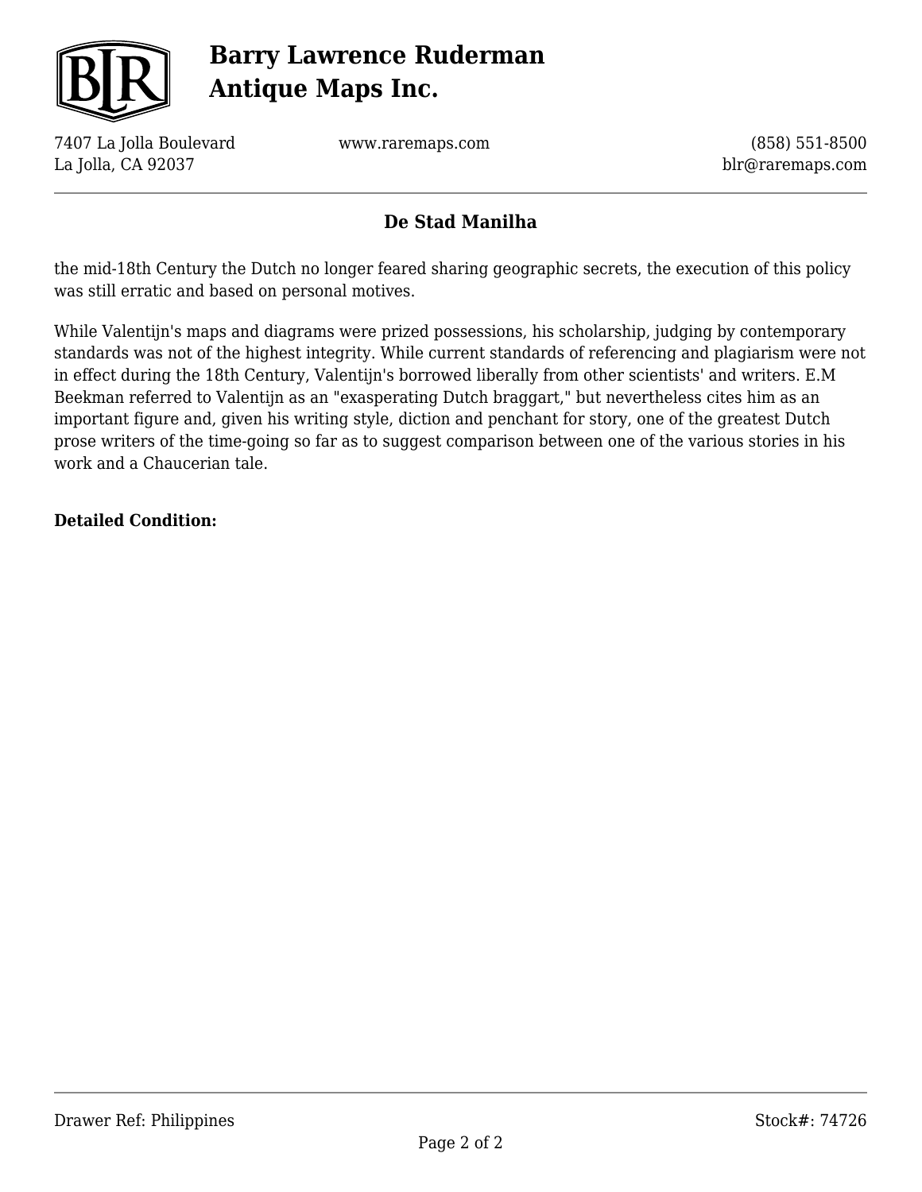## De Stad Manilha

the mid-18th Century the Dutch no longer feared sharing geographic secrets, the execution of this policy was still erratic and based on personal motives.

While Valentijn's maps and diagrams were prized possessions, his scholarship, judging by contemporary standards was not of the highest integrity. While current standards of referencing and plagiarism were not in effect during the 18th Century, Valentijn's borrowed liberally from other scientists' and writers. E.M Beekman referred to Valentijn as an "exasperating Dutch braggart," but nevertheless cites him as an important figure and, given his writing style, diction and penchant for story, one of the greatest Dutch prose writers of the time-going so far as to suggest comparison between one of the various stories in his work and a Chaucerian tale.

**Detailed Condition:**

Drawer Ref: Philippines

Stock#: 74726